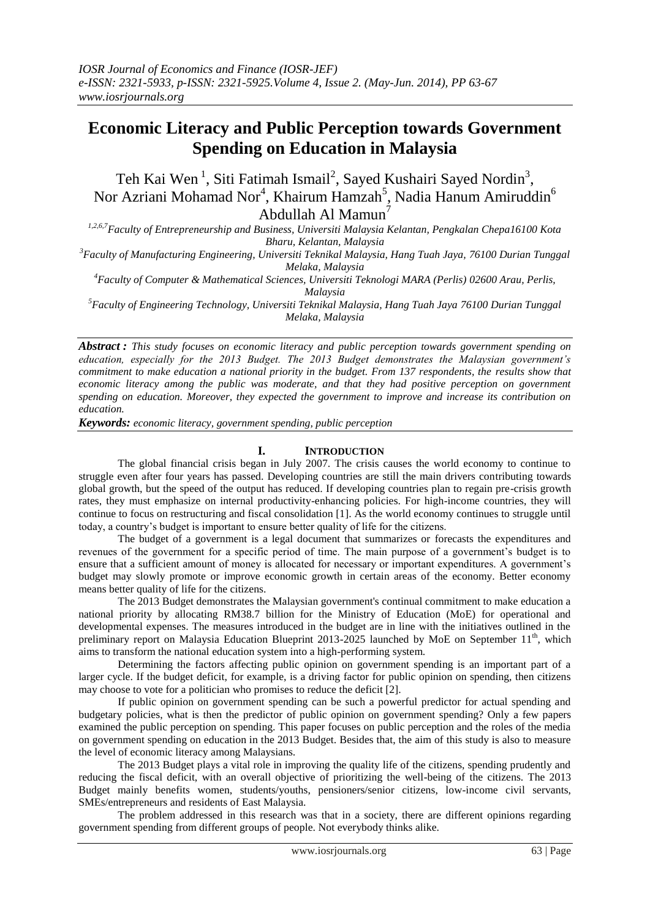# Economic Literacy and Public Perception towards Government Spending on Education in Malaysia

Teh Kai Wen [1], Siti Fatimah Ismail[2], Sayed Kushairi Sayed Nordin[3], Nor Azriani Mohamad Nor[4], Khairum Hamzah[5], Nadia Hanum Amiruddin[6] Abdullah Al Mamun[7]

[1,2,6,7]Faculty of Entrepreneurship and Business, Universiti Malaysia Kelantan, Pengkalan Chepa16100 Kota Bharu, Kelantan, Malaysia

[3]Faculty of Manufacturing Engineering, Universiti Teknikal Malaysia, Hang Tuah Jaya, 76100 Durian Tunggal Melaka, Malaysia

[4]Faculty of Computer & Mathematical Sciences, Universiti Teknologi MARA (Perlis) 02600 Arau, Perlis, Malaysia

[5]Faculty of Engineering Technology, Universiti Teknikal Malaysia, Hang Tuah Jaya 76100 Durian Tunggal Melaka, Malaysia

***Abstract :*** *This study focuses on economic literacy and public perception towards government spending on education, especially for the 2013 Budget. The 2013 Budget demonstrates the Malaysian government's commitment to make education a national priority in the budget. From 137 respondents, the results show that economic literacy among the public was moderate, and that they had positive perception on government spending on education. Moreover, they expected the government to improve and increase its contribution on education.*

***Keywords:*** *economic literacy, government spending, public perception*

## I. INTRODUCTION

The global financial crisis began in July 2007. The crisis causes the world economy to continue to struggle even after four years has passed. Developing countries are still the main drivers contributing towards global growth, but the speed of the output has reduced. If developing countries plan to regain pre-crisis growth rates, they must emphasize on internal productivity-enhancing policies. For high-income countries, they will continue to focus on restructuring and fiscal consolidation [1]. As the world economy continues to struggle until today, a country's budget is important to ensure better quality of life for the citizens.

The budget of a government is a legal document that summarizes or forecasts the expenditures and revenues of the government for a specific period of time. The main purpose of a government's budget is to ensure that a sufficient amount of money is allocated for necessary or important expenditures. A government's budget may slowly promote or improve economic growth in certain areas of the economy. Better economy means better quality of life for the citizens.

The 2013 Budget demonstrates the Malaysian government's continual commitment to make education a national priority by allocating RM38.7 billion for the Ministry of Education (MoE) for operational and developmental expenses. The measures introduced in the budget are in line with the initiatives outlined in the preliminary report on Malaysia Education Blueprint 2013-2025 launched by MoE on September 11th, which aims to transform the national education system into a high-performing system.

Determining the factors affecting public opinion on government spending is an important part of a larger cycle. If the budget deficit, for example, is a driving factor for public opinion on spending, then citizens may choose to vote for a politician who promises to reduce the deficit [2].

If public opinion on government spending can be such a powerful predictor for actual spending and budgetary policies, what is then the predictor of public opinion on government spending? Only a few papers examined the public perception on spending. This paper focuses on public perception and the roles of the media on government spending on education in the 2013 Budget. Besides that, the aim of this study is also to measure the level of economic literacy among Malaysians.

The 2013 Budget plays a vital role in improving the quality life of the citizens, spending prudently and reducing the fiscal deficit, with an overall objective of prioritizing the well-being of the citizens. The 2013 Budget mainly benefits women, students/youths, pensioners/senior citizens, low-income civil servants, SMEs/entrepreneurs and residents of East Malaysia.

The problem addressed in this research was that in a society, there are different opinions regarding government spending from different groups of people. Not everybody thinks alike.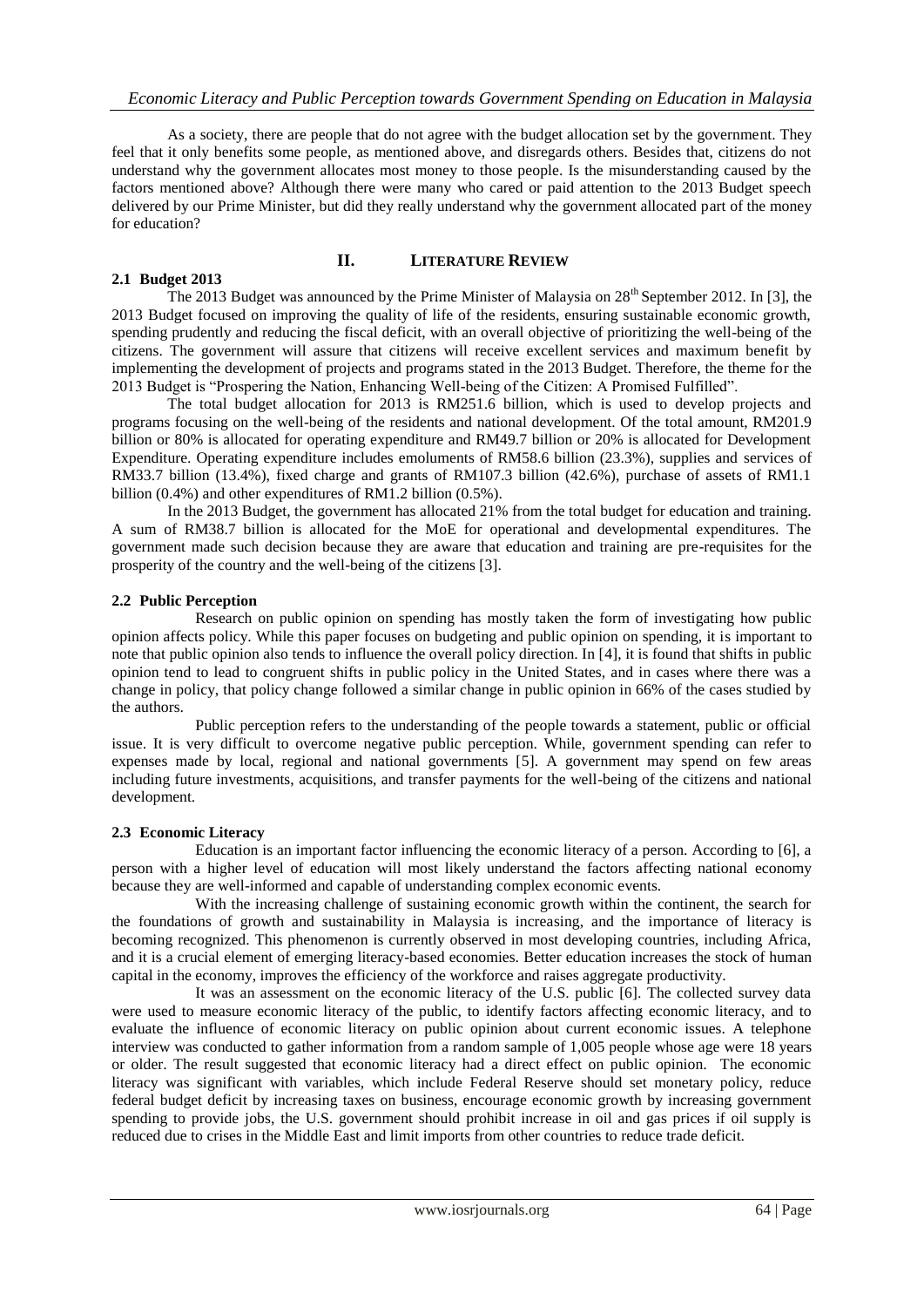As a society, there are people that do not agree with the budget allocation set by the government. They feel that it only benefits some people, as mentioned above, and disregards others. Besides that, citizens do not understand why the government allocates most money to those people. Is the misunderstanding caused by the factors mentioned above? Although there were many who cared or paid attention to the 2013 Budget speech delivered by our Prime Minister, but did they really understand why the government allocated part of the money for education?

## II. LITERATURE REVIEW

### 2.1 Budget 2013

The 2013 Budget was announced by the Prime Minister of Malaysia on 28th September 2012. In [3], the 2013 Budget focused on improving the quality of life of the residents, ensuring sustainable economic growth, spending prudently and reducing the fiscal deficit, with an overall objective of prioritizing the well-being of the citizens. The government will assure that citizens will receive excellent services and maximum benefit by implementing the development of projects and programs stated in the 2013 Budget. Therefore, the theme for the 2013 Budget is "Prospering the Nation, Enhancing Well-being of the Citizen: A Promised Fulfilled".

The total budget allocation for 2013 is RM251.6 billion, which is used to develop projects and programs focusing on the well-being of the residents and national development. Of the total amount, RM201.9 billion or 80% is allocated for operating expenditure and RM49.7 billion or 20% is allocated for Development Expenditure. Operating expenditure includes emoluments of RM58.6 billion (23.3%), supplies and services of RM33.7 billion (13.4%), fixed charge and grants of RM107.3 billion (42.6%), purchase of assets of RM1.1 billion (0.4%) and other expenditures of RM1.2 billion (0.5%).

In the 2013 Budget, the government has allocated 21% from the total budget for education and training. A sum of RM38.7 billion is allocated for the MoE for operational and developmental expenditures. The government made such decision because they are aware that education and training are pre-requisites for the prosperity of the country and the well-being of the citizens [3].

### 2.2 Public Perception

Research on public opinion on spending has mostly taken the form of investigating how public opinion affects policy. While this paper focuses on budgeting and public opinion on spending, it is important to note that public opinion also tends to influence the overall policy direction. In [4], it is found that shifts in public opinion tend to lead to congruent shifts in public policy in the United States, and in cases where there was a change in policy, that policy change followed a similar change in public opinion in 66% of the cases studied by the authors.

Public perception refers to the understanding of the people towards a statement, public or official issue. It is very difficult to overcome negative public perception. While, government spending can refer to expenses made by local, regional and national governments [5]. A government may spend on few areas including future investments, acquisitions, and transfer payments for the well-being of the citizens and national development.

### 2.3 Economic Literacy

Education is an important factor influencing the economic literacy of a person. According to [6], a person with a higher level of education will most likely understand the factors affecting national economy because they are well-informed and capable of understanding complex economic events.

With the increasing challenge of sustaining economic growth within the continent, the search for the foundations of growth and sustainability in Malaysia is increasing, and the importance of literacy is becoming recognized. This phenomenon is currently observed in most developing countries, including Africa, and it is a crucial element of emerging literacy-based economies. Better education increases the stock of human capital in the economy, improves the efficiency of the workforce and raises aggregate productivity.

It was an assessment on the economic literacy of the U.S. public [6]. The collected survey data were used to measure economic literacy of the public, to identify factors affecting economic literacy, and to evaluate the influence of economic literacy on public opinion about current economic issues. A telephone interview was conducted to gather information from a random sample of 1,005 people whose age were 18 years or older. The result suggested that economic literacy had a direct effect on public opinion. The economic literacy was significant with variables, which include Federal Reserve should set monetary policy, reduce federal budget deficit by increasing taxes on business, encourage economic growth by increasing government spending to provide jobs, the U.S. government should prohibit increase in oil and gas prices if oil supply is reduced due to crises in the Middle East and limit imports from other countries to reduce trade deficit.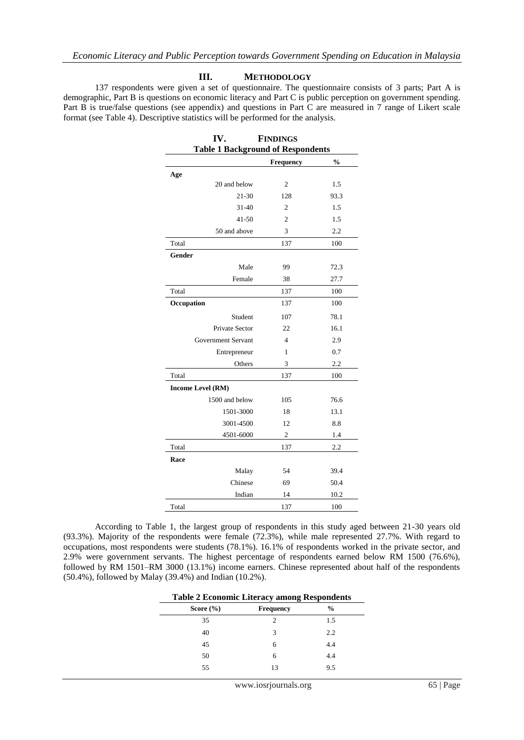## III. METHODOLOGY

137 respondents were given a set of questionnaire. The questionnaire consists of 3 parts; Part A is demographic, Part B is questions on economic literacy and Part C is public perception on government spending. Part B is true/false questions (see appendix) and questions in Part C are measured in 7 range of Likert scale format (see Table 4). Descriptive statistics will be performed for the analysis.

## IV. FINDINGS

**Table 1 Background of Respondents**

| | Frequency | % |
|---|---|---|
| **Age** | | |
| 20 and below | 2 | 1.5 |
| 21-30 | 128 | 93.3 |
| 31-40 | 2 | 1.5 |
| 41-50 | 2 | 1.5 |
| 50 and above | 3 | 2.2 |
| Total | 137 | 100 |
| **Gender** | | |
| Male | 99 | 72.3 |
| Female | 38 | 27.7 |
| Total | 137 | 100 |
| **Occupation** | 137 | 100 |
| Student | 107 | 78.1 |
| Private Sector | 22 | 16.1 |
| Government Servant | 4 | 2.9 |
| Entrepreneur | 1 | 0.7 |
| Others | 3 | 2.2 |
| Total | 137 | 100 |
| **Income Level (RM)** | | |
| 1500 and below | 105 | 76.6 |
| 1501-3000 | 18 | 13.1 |
| 3001-4500 | 12 | 8.8 |
| 4501-6000 | 2 | 1.4 |
| Total | 137 | 2.2 |
| **Race** | | |
| Malay | 54 | 39.4 |
| Chinese | 69 | 50.4 |
| Indian | 14 | 10.2 |
| Total | 137 | 100 |

According to Table 1, the largest group of respondents in this study aged between 21-30 years old (93.3%). Majority of the respondents were female (72.3%), while male represented 27.7%. With regard to occupations, most respondents were students (78.1%). 16.1% of respondents worked in the private sector, and 2.9% were government servants. The highest percentage of respondents earned below RM 1500 (76.6%), followed by RM 1501–RM 3000 (13.1%) income earners. Chinese represented about half of the respondents (50.4%), followed by Malay (39.4%) and Indian (10.2%).

**Table 2 Economic Literacy among Respondents**

| Score (%) | Frequency | % |
|---|---|---|
| 35 | 2 | 1.5 |
| 40 | 3 | 2.2 |
| 45 | 6 | 4.4 |
| 50 | 6 | 4.4 |
| 55 | 13 | 9.5 |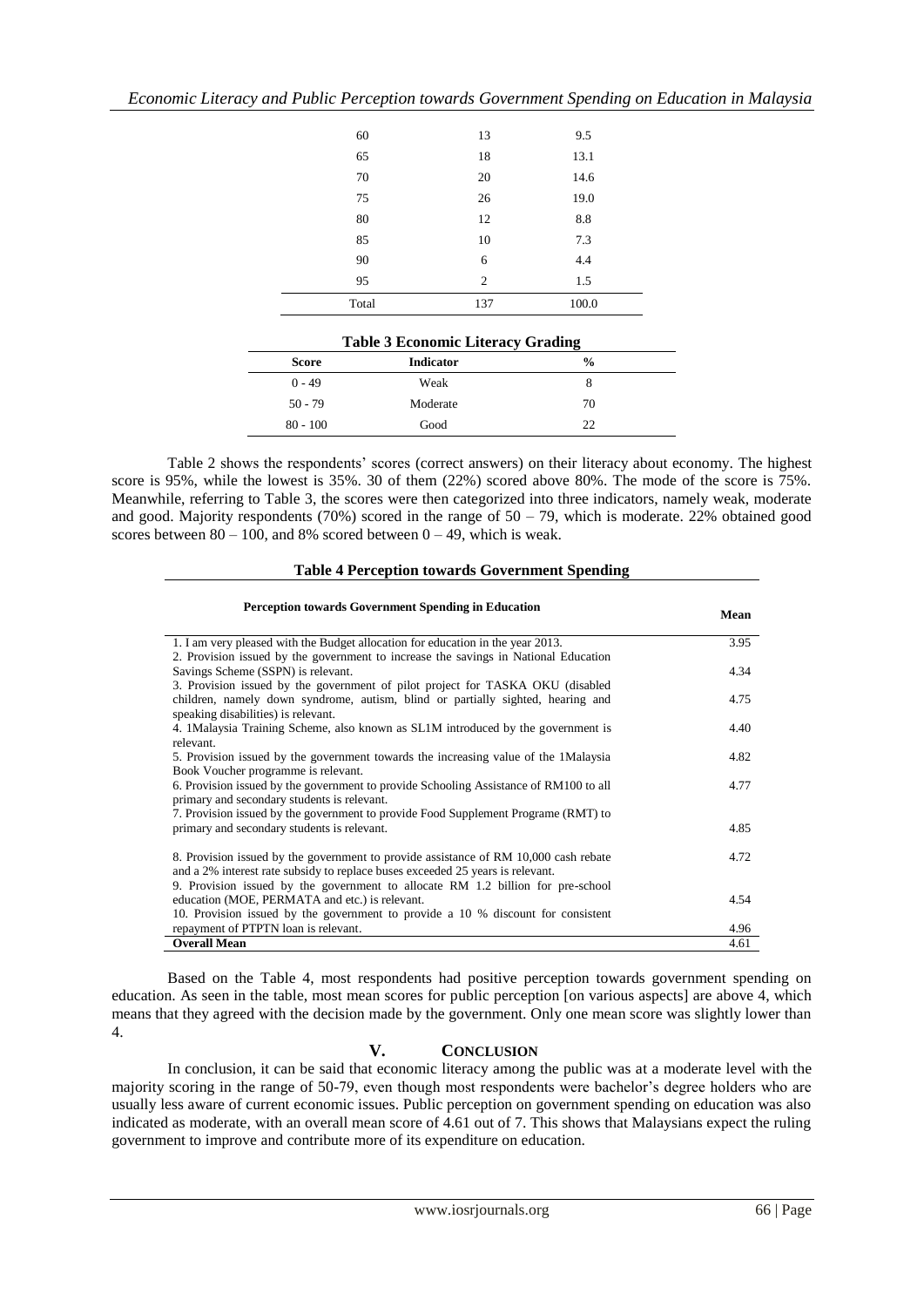| 60 | 13 | 9.5 |
|---|---|---|
| 65 | 18 | 13.1 |
| 70 | 20 | 14.6 |
| 75 | 26 | 19.0 |
| 80 | 12 | 8.8 |
| 85 | 10 | 7.3 |
| 90 | 6 | 4.4 |
| 95 | 2 | 1.5 |
| Total | 137 | 100.0 |

**Table 3 Economic Literacy Grading**

| Score | Indicator | % |
|---|---|---|
| 0 - 49 | Weak | 8 |
| 50 - 79 | Moderate | 70 |
| 80 - 100 | Good | 22 |

Table 2 shows the respondents' scores (correct answers) on their literacy about economy. The highest score is 95%, while the lowest is 35%. 30 of them (22%) scored above 80%. The mode of the score is 75%. Meanwhile, referring to Table 3, the scores were then categorized into three indicators, namely weak, moderate and good. Majority respondents (70%) scored in the range of 50 – 79, which is moderate. 22% obtained good scores between 80 – 100, and 8% scored between 0 – 49, which is weak.

**Table 4 Perception towards Government Spending**

| Perception towards Government Spending in Education | Mean |
|---|---|
| 1. I am very pleased with the Budget allocation for education in the year 2013. | 3.95 |
| 2. Provision issued by the government to increase the savings in National Education Savings Scheme (SSPN) is relevant. | 4.34 |
| 3. Provision issued by the government of pilot project for TASKA OKU (disabled children, namely down syndrome, autism, blind or partially sighted, hearing and speaking disabilities) is relevant. | 4.75 |
| 4. 1Malaysia Training Scheme, also known as SL1M introduced by the government is relevant. | 4.40 |
| 5. Provision issued by the government towards the increasing value of the 1Malaysia Book Voucher programme is relevant. | 4.82 |
| 6. Provision issued by the government to provide Schooling Assistance of RM100 to all primary and secondary students is relevant. | 4.77 |
| 7. Provision issued by the government to provide Food Supplement Programe (RMT) to primary and secondary students is relevant. | 4.85 |
| 8. Provision issued by the government to provide assistance of RM 10,000 cash rebate and a 2% interest rate subsidy to replace buses exceeded 25 years is relevant. | 4.72 |
| 9. Provision issued by the government to allocate RM 1.2 billion for pre-school education (MOE, PERMATA and etc.) is relevant. | 4.54 |
| 10. Provision issued by the government to provide a 10 % discount for consistent repayment of PTPTN loan is relevant. | 4.96 |
| **Overall Mean** | 4.61 |

Based on the Table 4, most respondents had positive perception towards government spending on education. As seen in the table, most mean scores for public perception [on various aspects] are above 4, which means that they agreed with the decision made by the government. Only one mean score was slightly lower than 4.

## V. Conclusion

In conclusion, it can be said that economic literacy among the public was at a moderate level with the majority scoring in the range of 50-79, even though most respondents were bachelor's degree holders who are usually less aware of current economic issues. Public perception on government spending on education was also indicated as moderate, with an overall mean score of 4.61 out of 7. This shows that Malaysians expect the ruling government to improve and contribute more of its expenditure on education.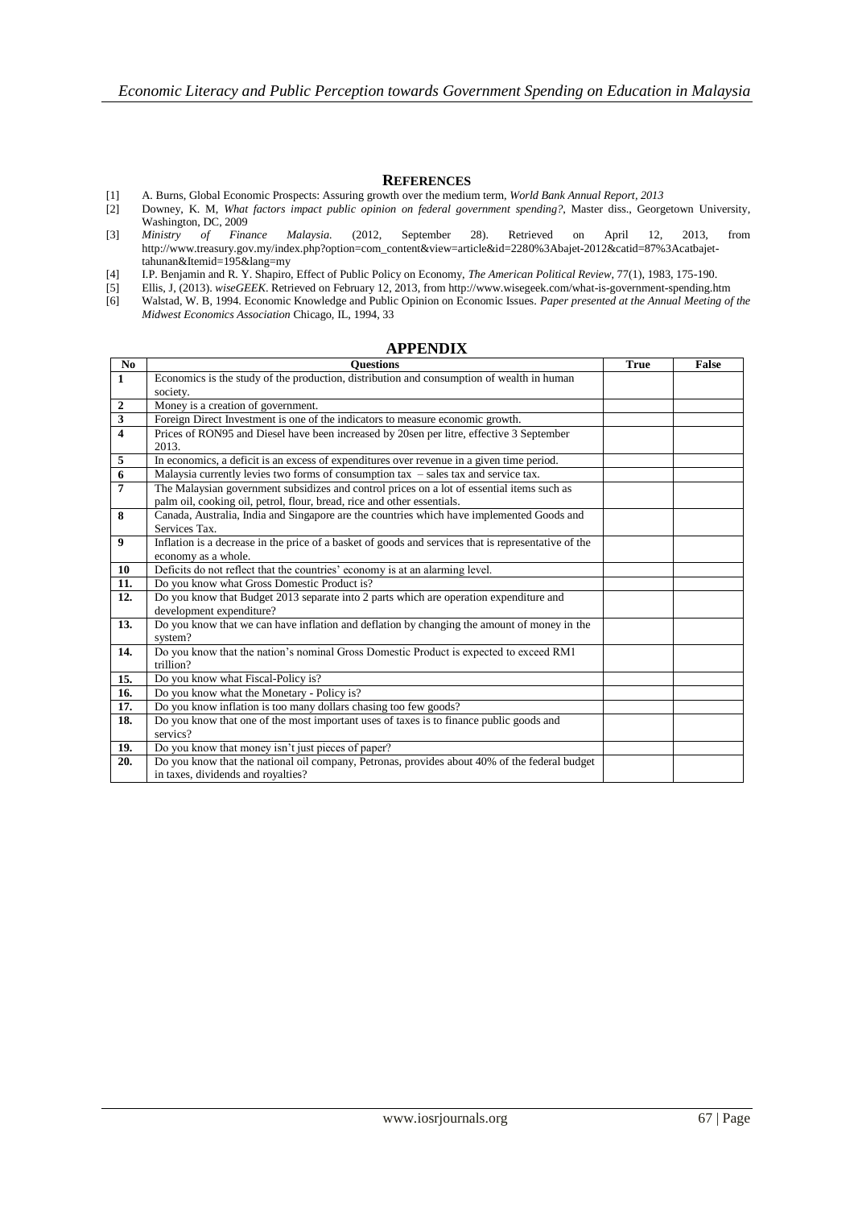## REFERENCES

[1] A. Burns, Global Economic Prospects: Assuring growth over the medium term, *World Bank Annual Report, 2013*

[2] Downey, K. M, *What factors impact public opinion on federal government spending?*, Master diss., Georgetown University, Washington, DC, 2009

[3] *Ministry of Finance Malaysia.* (2012, September 28). Retrieved on April 12, 2013, from http://www.treasury.gov.my/index.php?option=com_content&view=article&id=2280%3Abajet-2012&catid=87%3Acatbajet-tahunan&Itemid=195&lang=my

[4] I.P. Benjamin and R. Y. Shapiro, Effect of Public Policy on Economy, *The American Political Review*, 77(1), 1983, 175-190.

[5] Ellis, J, (2013). *wiseGEEK*. Retrieved on February 12, 2013, from http://www.wisegeek.com/what-is-government-spending.htm

[6] Walstad, W. B, 1994. Economic Knowledge and Public Opinion on Economic Issues. *Paper presented at the Annual Meeting of the Midwest Economics Association* Chicago, IL, 1994, 33

## APPENDIX

| No | Questions | True | False |
|---|---|---|---|
| 1 | Economics is the study of the production, distribution and consumption of wealth in human society. | | |
| 2 | Money is a creation of government. | | |
| 3 | Foreign Direct Investment is one of the indicators to measure economic growth. | | |
| 4 | Prices of RON95 and Diesel have been increased by 20sen per litre, effective 3 September 2013. | | |
| 5 | In economics, a deficit is an excess of expenditures over revenue in a given time period. | | |
| 6 | Malaysia currently levies two forms of consumption tax – sales tax and service tax. | | |
| 7 | The Malaysian government subsidizes and control prices on a lot of essential items such as palm oil, cooking oil, petrol, flour, bread, rice and other essentials. | | |
| 8 | Canada, Australia, India and Singapore are the countries which have implemented Goods and Services Tax. | | |
| 9 | Inflation is a decrease in the price of a basket of goods and services that is representative of the economy as a whole. | | |
| 10 | Deficits do not reflect that the countries' economy is at an alarming level. | | |
| 11. | Do you know what Gross Domestic Product is? | | |
| 12. | Do you know that Budget 2013 separate into 2 parts which are operation expenditure and development expenditure? | | |
| 13. | Do you know that we can have inflation and deflation by changing the amount of money in the system? | | |
| 14. | Do you know that the nation's nominal Gross Domestic Product is expected to exceed RM1 trillion? | | |
| 15. | Do you know what Fiscal-Policy is? | | |
| 16. | Do you know what the Monetary - Policy is? | | |
| 17. | Do you know inflation is too many dollars chasing too few goods? | | |
| 18. | Do you know that one of the most important uses of taxes is to finance public goods and servics? | | |
| 19. | Do you know that money isn't just pieces of paper? | | |
| 20. | Do you know that the national oil company, Petronas, provides about 40% of the federal budget in taxes, dividends and royalties? | | |